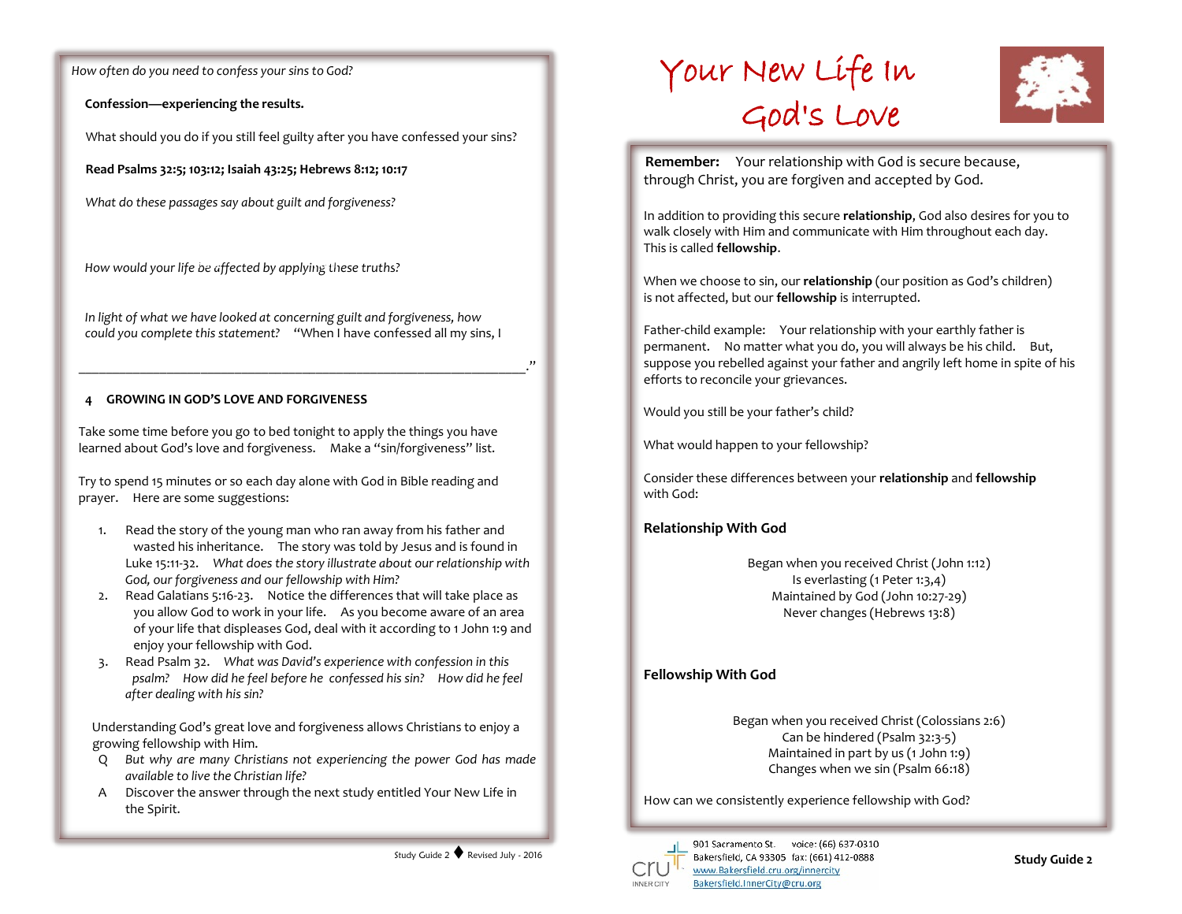*How often do you need to confess your sins to God?*

**Confession—experiencing the results.**

What should you do if you still feel guilty after you have confessed your sins?

**Read Psalms 32:5; 103:12; Isaiah 43:25; Hebrews 8:12; 10:17**

*What do these passages say about guilt and forgiveness?*

*How would your life be affected by applying these truths?*

*In light of what we have looked at concerning guilt and forgiveness, how could you complete this statement?* "When I have confessed all my sins, I

_______________________________________________________________."

## 4 GROWING IN GOD'S LOVE AND FORGIVENESS

Take some time before you go to bed tonight to apply the things you have learned about God's love and forgiveness. Make a "sin/forgiveness" list.

Try to spend 15 minutes or so each day alone with God in Bible reading and prayer. Here are some suggestions:

1. Read the story of the young man who ran away from his father and wasted his inheritance. The story was told by Jesus and is found in Luke 15:11-32. *What does the story illustrate about our relationship with God, our forgiveness and our fellowship with Him?*
2. Read Galatians 5:16-23. Notice the differences that will take place as you allow God to work in your life. As you become aware of an area of your life that displeases God, deal with it according to 1 John 1:9 and enjoy your fellowship with God.
3. Read Psalm 32. *What was David's experience with confession in this psalm? How did he feel before he confessed his sin? How did he feel after dealing with his sin?*

Understanding God's great love and forgiveness allows Christians to enjoy a growing fellowship with Him.

Q *But why are many Christians not experiencing the power God has made available to live the Christian life?*

A Discover the answer through the next study entitled Your New Life in the Spirit.

Study Guide 2 ♦ Revised July - 2016

# Your New Life in God's Love

**Remember:** Your relationship with God is secure because, through Christ, you are forgiven and accepted by God.

In addition to providing this secure **relationship**, God also desires for you to walk closely with Him and communicate with Him throughout each day. This is called **fellowship**.

When we choose to sin, our **relationship** (our position as God's children) is not affected, but our **fellowship** is interrupted.

Father-child example: Your relationship with your earthly father is permanent. No matter what you do, you will always be his child. But, suppose you rebelled against your father and angrily left home in spite of his efforts to reconcile your grievances.

Would you still be your father's child?

What would happen to your fellowship?

Consider these differences between your **relationship** and **fellowship** with God:

### Relationship With God

Began when you received Christ (John 1:12)
Is everlasting (1 Peter 1:3,4)
Maintained by God (John 10:27-29)
Never changes (Hebrews 13:8)

### Fellowship With God

Began when you received Christ (Colossians 2:6)
Can be hindered (Psalm 32:3-5)
Maintained in part by us (1 John 1:9)
Changes when we sin (Psalm 66:18)

How can we consistently experience fellowship with God?

cru INNER CITY
901 Sacramento St. voice: (66) 637-0310
Bakersfield, CA 93305 fax: (661) 412-0888
www.Bakersfield.cru.org/innercity
Bakersfield.InnerCity@cru.org

**Study Guide 2**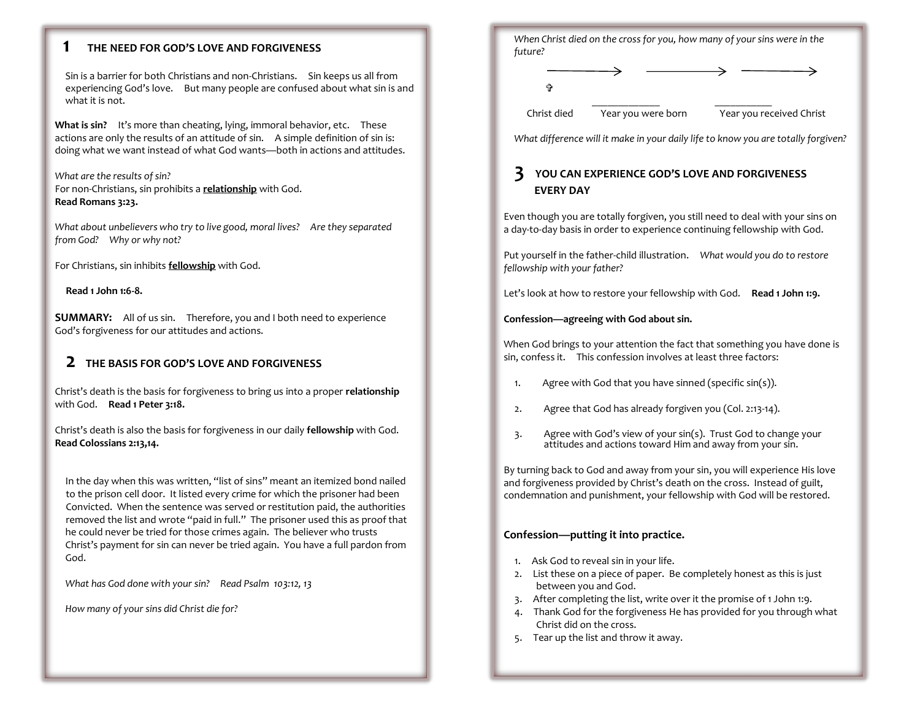## 1 THE NEED FOR GOD'S LOVE AND FORGIVENESS

Sin is a barrier for both Christians and non-Christians. Sin keeps us all from experiencing God's love. But many people are confused about what sin is and what it is not.

**What is sin?** It's more than cheating, lying, immoral behavior, etc. These actions are only the results of an attitude of sin. A simple definition of sin is: doing what we want instead of what God wants—both in actions and attitudes.

*What are the results of sin?*
For non-Christians, sin prohibits a **relationship** with God.
**Read Romans 3:23.**

*What about unbelievers who try to live good, moral lives? Are they separated from God? Why or why not?*

For Christians, sin inhibits **fellowship** with God.

**Read 1 John 1:6-8.**

**SUMMARY:** All of us sin. Therefore, you and I both need to experience God's forgiveness for our attitudes and actions.

## 2 THE BASIS FOR GOD'S LOVE AND FORGIVENESS

Christ's death is the basis for forgiveness to bring us into a proper **relationship** with God. **Read 1 Peter 3:18.**

Christ's death is also the basis for forgiveness in our daily **fellowship** with God. **Read Colossians 2:13,14.**

In the day when this was written, "list of sins" meant an itemized bond nailed to the prison cell door. It listed every crime for which the prisoner had been Convicted. When the sentence was served or restitution paid, the authorities removed the list and wrote "paid in full." The prisoner used this as proof that he could never be tried for those crimes again. The believer who trusts Christ's payment for sin can never be tried again. You have a full pardon from God.

*What has God done with your sin? Read Psalm 103:12, 13*

*How many of your sins did Christ die for?*

*When Christ died on the cross for you, how many of your sins were in the future?*

✞ ————→ ____________ ————→ ____________ ————→

Christ died — Year you were born — Year you received Christ

*What difference will it make in your daily life to know you are totally forgiven?*

## 3 YOU CAN EXPERIENCE GOD'S LOVE AND FORGIVENESS EVERY DAY

Even though you are totally forgiven, you still need to deal with your sins on a day-to-day basis in order to experience continuing fellowship with God.

Put yourself in the father-child illustration. *What would you do to restore fellowship with your father?*

Let's look at how to restore your fellowship with God. **Read 1 John 1:9.**

**Confession—agreeing with God about sin.**

When God brings to your attention the fact that something you have done is sin, confess it. This confession involves at least three factors:

1. Agree with God that you have sinned (specific sin(s)).
2. Agree that God has already forgiven you (Col. 2:13-14).
3. Agree with God's view of your sin(s). Trust God to change your attitudes and actions toward Him and away from your sin.

By turning back to God and away from your sin, you will experience His love and forgiveness provided by Christ's death on the cross. Instead of guilt, condemnation and punishment, your fellowship with God will be restored.

### Confession—putting it into practice.

1. Ask God to reveal sin in your life.
2. List these on a piece of paper. Be completely honest as this is just between you and God.
3. After completing the list, write over it the promise of 1 John 1:9.
4. Thank God for the forgiveness He has provided for you through what Christ did on the cross.
5. Tear up the list and throw it away.